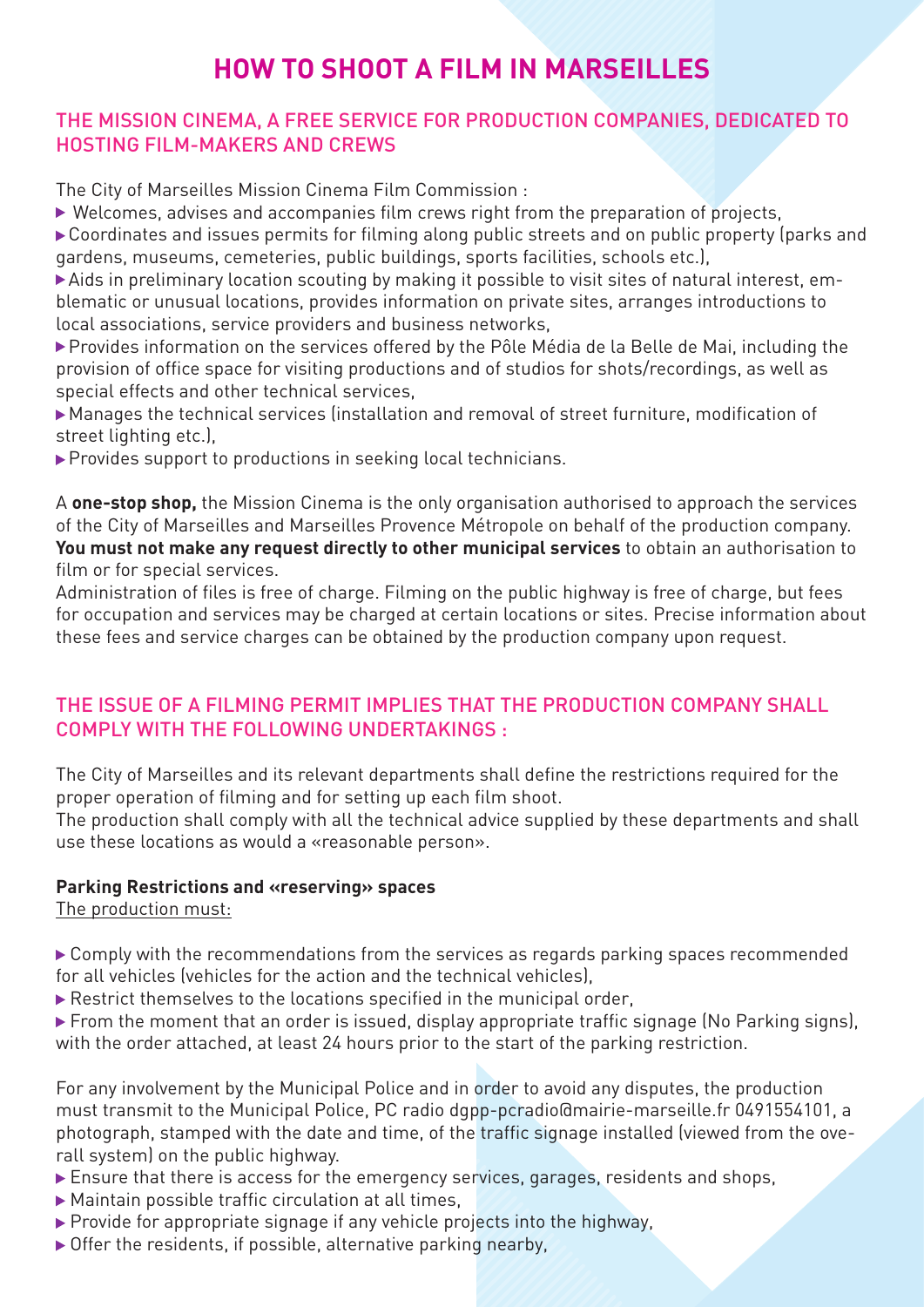# HOW TO SHOOT A FILM IN MARSEILLES

## THE MISSION CINEMA, A FREE SERVICE FOR PRODUCTION COMPANIES, DEDICATED TO HOSTING FILM-MAKERS AND CREWS

The City of Marseilles Mission Cinema Film Commission :

- Welcomes, advises and accompanies film crews right from the preparation of projects,
- Coordinates and issues permits for filming along public streets and on public property (parks and gardens, museums, cemeteries, public buildings, sports facilities, schools etc.),
- Aids in preliminary location scouting by making it possible to visit sites of natural interest, emblematic or unusual locations, provides information on private sites, arranges introductions to local associations, service providers and business networks,
- Provides information on the services offered by the Pôle Média de la Belle de Mai, including the provision of office space for visiting productions and of studios for shots/recordings, as well as special effects and other technical services,
- Manages the technical services (installation and removal of street furniture, modification of street lighting etc.),
- Provides support to productions in seeking local technicians.

A **one-stop shop,** the Mission Cinema is the only organisation authorised to approach the services of the City of Marseilles and Marseilles Provence Métropole on behalf of the production company. **You must not make any request directly to other municipal services** to obtain an authorisation to film or for special services.

Administration of files is free of charge. Filming on the public highway is free of charge, but fees for occupation and services may be charged at certain locations or sites. Precise information about these fees and service charges can be obtained by the production company upon request.

## THE ISSUE OF A FILMING PERMIT IMPLIES THAT THE PRODUCTION COMPANY SHALL COMPLY WITH THE FOLLOWING UNDERTAKINGS :

The City of Marseilles and its relevant departments shall define the restrictions required for the proper operation of filming and for setting up each film shoot.

The production shall comply with all the technical advice supplied by these departments and shall use these locations as would a «reasonable person».

### Parking Restrictions and «reserving» spaces

The production must:

- Comply with the recommendations from the services as regards parking spaces recommended for all vehicles (vehicles for the action and the technical vehicles),
- Restrict themselves to the locations specified in the municipal order,
- From the moment that an order is issued, display appropriate traffic signage (No Parking signs), with the order attached, at least 24 hours prior to the start of the parking restriction.

For any involvement by the Municipal Police and in order to avoid any disputes, the production must transmit to the Municipal Police, PC radio dgpp-pcradio@mairie-marseille.fr 0491554101, a photograph, stamped with the date and time, of the traffic signage installed (viewed from the overall system) on the public highway.

- Ensure that there is access for the emergency services, garages, residents and shops,
- Maintain possible traffic circulation at all times,
- Provide for appropriate signage if any vehicle projects into the highway,
- Offer the residents, if possible, alternative parking nearby,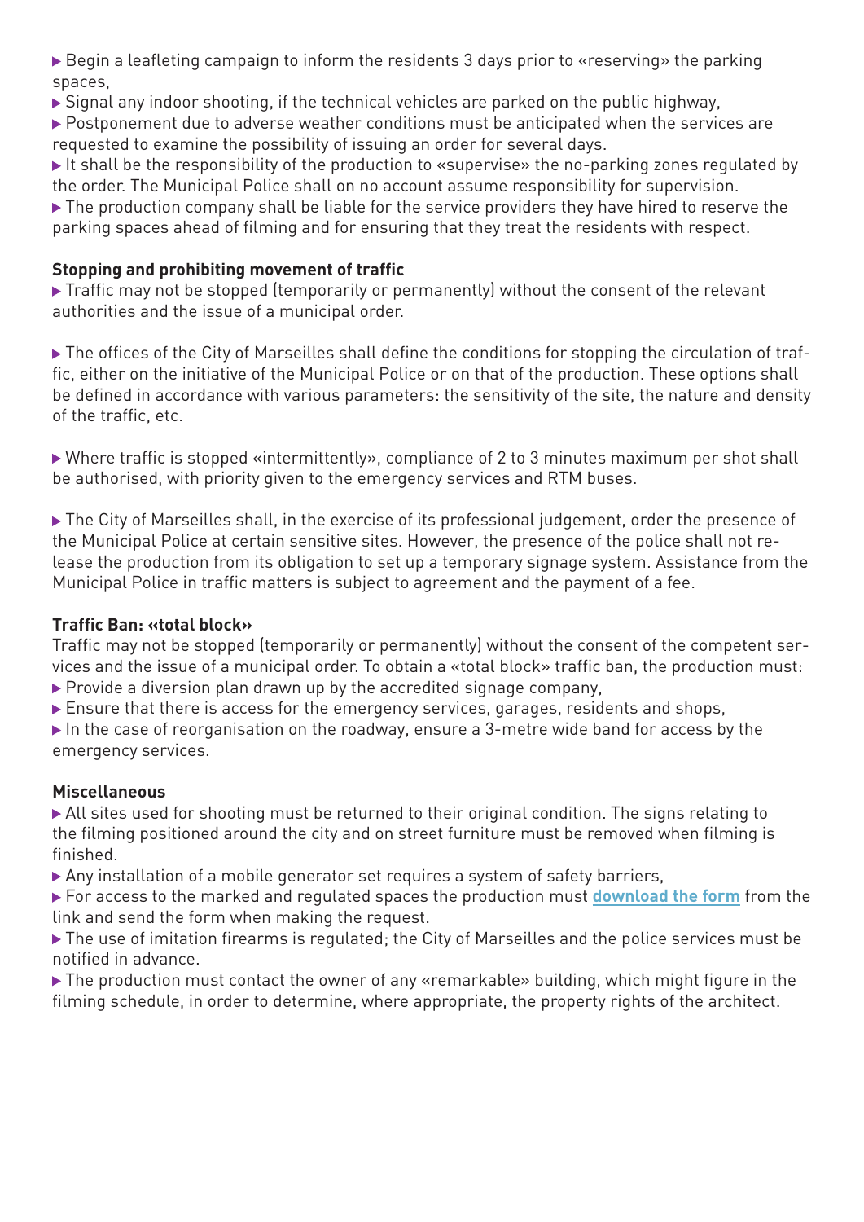- Begin a leafleting campaign to inform the residents 3 days prior to «reserving» the parking spaces,
- Signal any indoor shooting, if the technical vehicles are parked on the public highway,
- Postponement due to adverse weather conditions must be anticipated when the services are requested to examine the possibility of issuing an order for several days.
- It shall be the responsibility of the production to «supervise» the no-parking zones regulated by the order. The Municipal Police shall on no account assume responsibility for supervision.
- The production company shall be liable for the service providers they have hired to reserve the parking spaces ahead of filming and for ensuring that they treat the residents with respect.

**Stopping and prohibiting movement of traffic**

- Traffic may not be stopped (temporarily or permanently) without the consent of the relevant authorities and the issue of a municipal order.

- The offices of the City of Marseilles shall define the conditions for stopping the circulation of traffic, either on the initiative of the Municipal Police or on that of the production. These options shall be defined in accordance with various parameters: the sensitivity of the site, the nature and density of the traffic, etc.

- Where traffic is stopped «intermittently», compliance of 2 to 3 minutes maximum per shot shall be authorised, with priority given to the emergency services and RTM buses.

- The City of Marseilles shall, in the exercise of its professional judgement, order the presence of the Municipal Police at certain sensitive sites. However, the presence of the police shall not release the production from its obligation to set up a temporary signage system. Assistance from the Municipal Police in traffic matters is subject to agreement and the payment of a fee.

**Traffic Ban: «total block»**

Traffic may not be stopped (temporarily or permanently) without the consent of the competent services and the issue of a municipal order. To obtain a «total block» traffic ban, the production must:

- Provide a diversion plan drawn up by the accredited signage company,
- Ensure that there is access for the emergency services, garages, residents and shops,
- In the case of reorganisation on the roadway, ensure a 3-metre wide band for access by the emergency services.

**Miscellaneous**

- All sites used for shooting must be returned to their original condition. The signs relating to the filming positioned around the city and on street furniture must be removed when filming is finished.
- Any installation of a mobile generator set requires a system of safety barriers,
- For access to the marked and regulated spaces the production must **download the form** from the link and send the form when making the request.
- The use of imitation firearms is regulated; the City of Marseilles and the police services must be notified in advance.
- The production must contact the owner of any «remarkable» building, which might figure in the filming schedule, in order to determine, where appropriate, the property rights of the architect.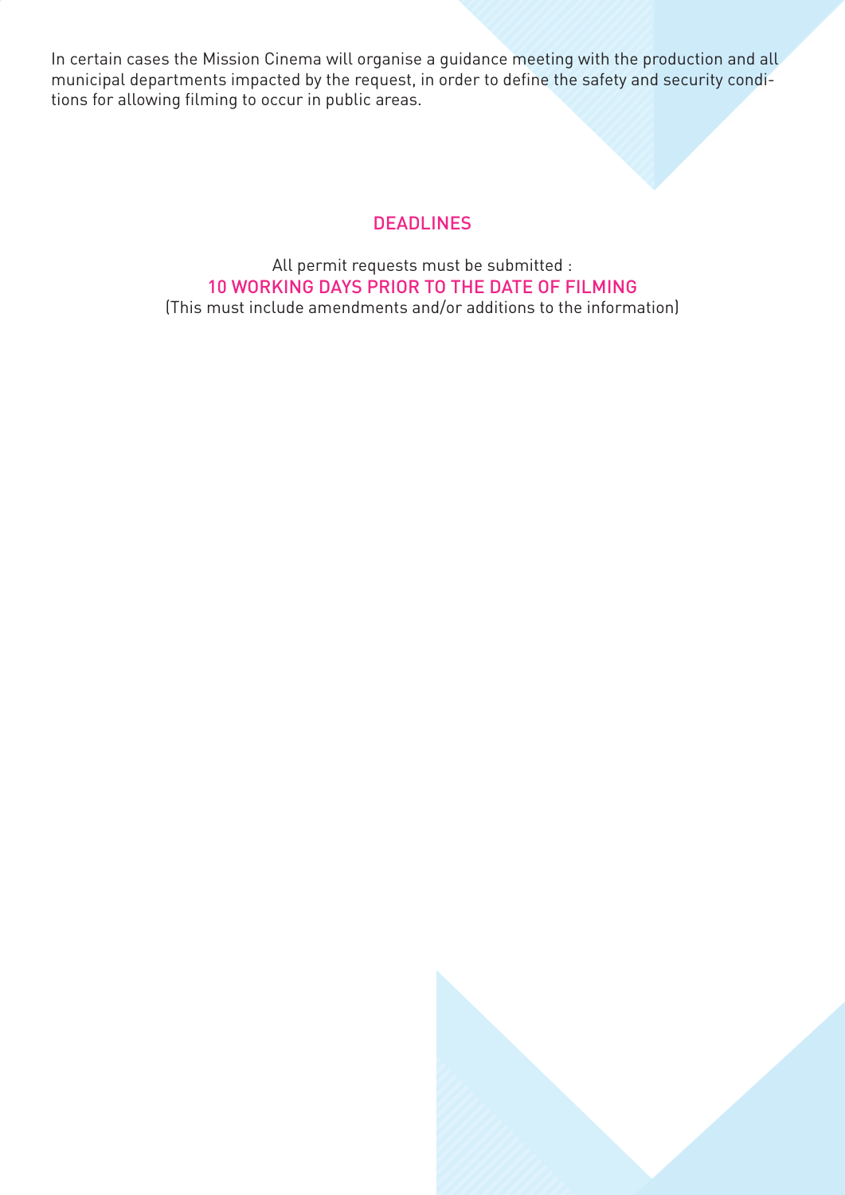In certain cases the Mission Cinema will organise a guidance meeting with the production and all municipal departments impacted by the request, in order to define the safety and security conditions for allowing filming to occur in public areas.

## DEADLINES

All permit requests must be submitted :

**10 WORKING DAYS PRIOR TO THE DATE OF FILMING**

(This must include amendments and/or additions to the information)